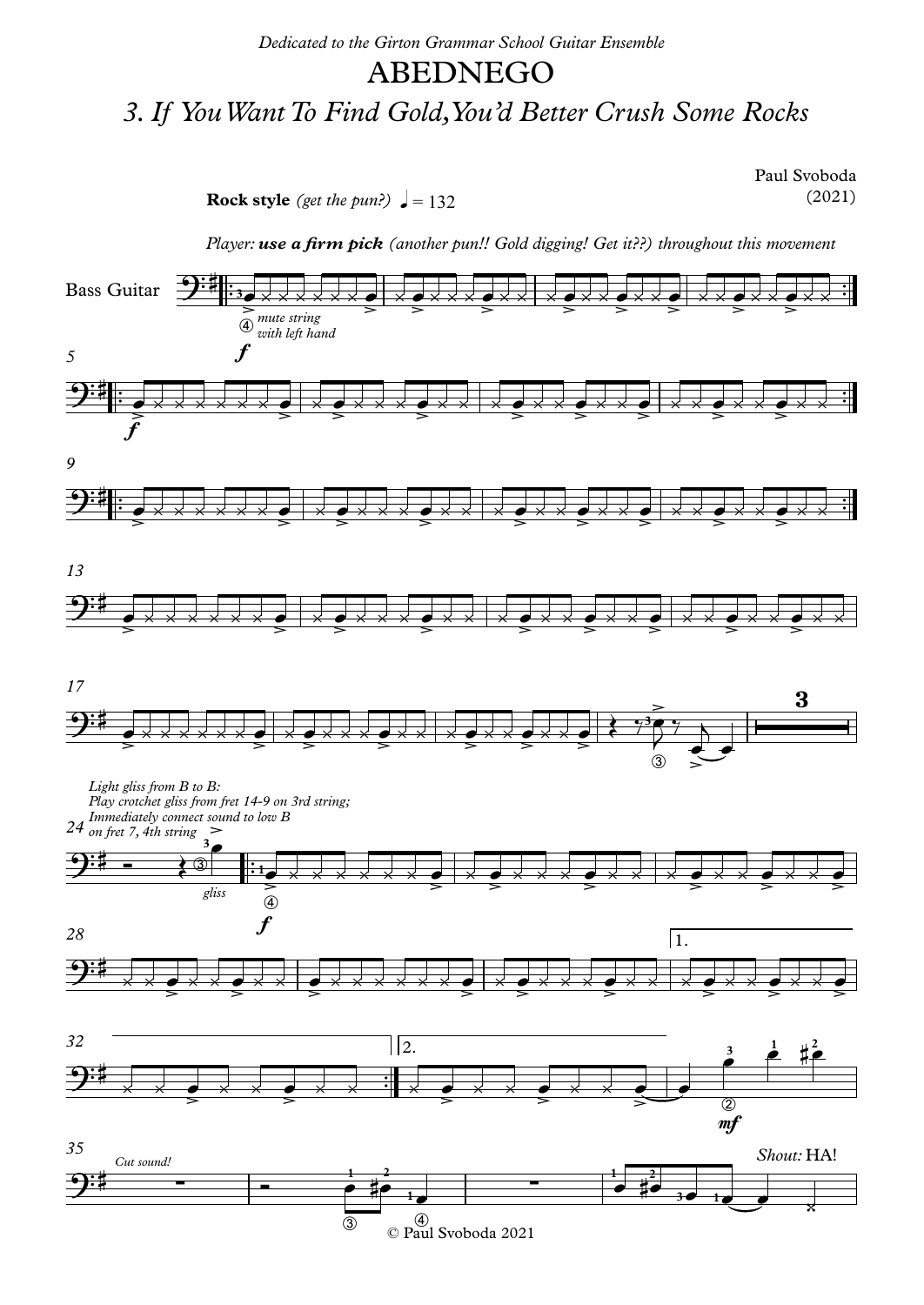*Dedicated to the Girton Grammar School Guitar Ensemble*

# ABEDNEGO

## *3. If You Want To Find Gold, You'd Better Crush Some Rocks*

Paul Svoboda
(2021)

**Rock style** *(get the pun?)* ♩ = 132

*Player:* ***use a firm pick*** *(another pun!! Gold digging! Get it??) throughout this movement*

Bass Guitar

*mute string with left hand*

*f*

*Light gliss from B to B: Play crotchet gliss from fret 14-9 on 3rd string; Immediately connect sound to low B on fret 7, 4th string*

*gliss*

1.

2.

*mf*

*Cut sound!*

*Shout:* HA!

© Paul Svoboda 2021